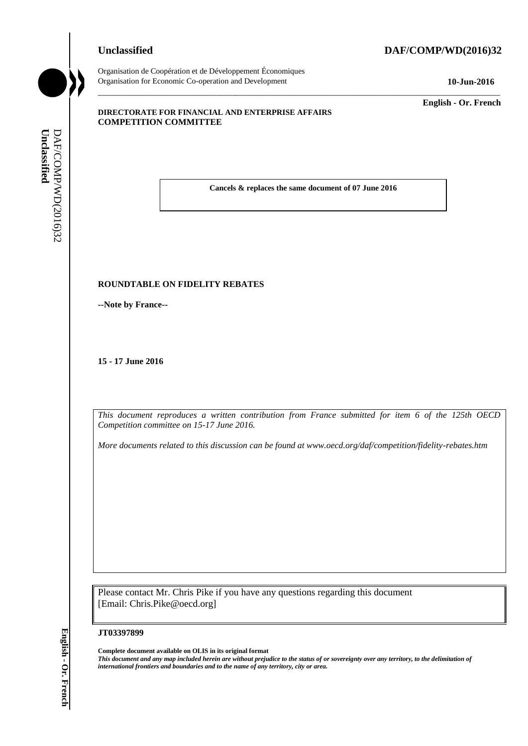**Unclassified** **DAF/COMP/WD(2016)32**

Organisation de Coopération et de Développement Économiques
Organisation for Economic Co-operation and Development **10-Jun-2016**

**English - Or. French**

**DIRECTORATE FOR FINANCIAL AND ENTERPRISE AFFAIRS**
**COMPETITION COMMITTEE**

**Cancels & replaces the same document of 07 June 2016**

**ROUNDTABLE ON FIDELITY REBATES**

**--Note by France--**

**15 - 17 June 2016**

*This document reproduces a written contribution from France submitted for item 6 of the 125th OECD Competition committee on 15-17 June 2016.*

*More documents related to this discussion can be found at www.oecd.org/daf/competition/fidelity-rebates.htm*

Please contact Mr. Chris Pike if you have any questions regarding this document
[Email: Chris.Pike@oecd.org]

**JT03397899**

**Complete document available on OLIS in its original format**
***This document and any map included herein are without prejudice to the status of or sovereignty over any territory, to the delimitation of international frontiers and boundaries and to the name of any territory, city or area.***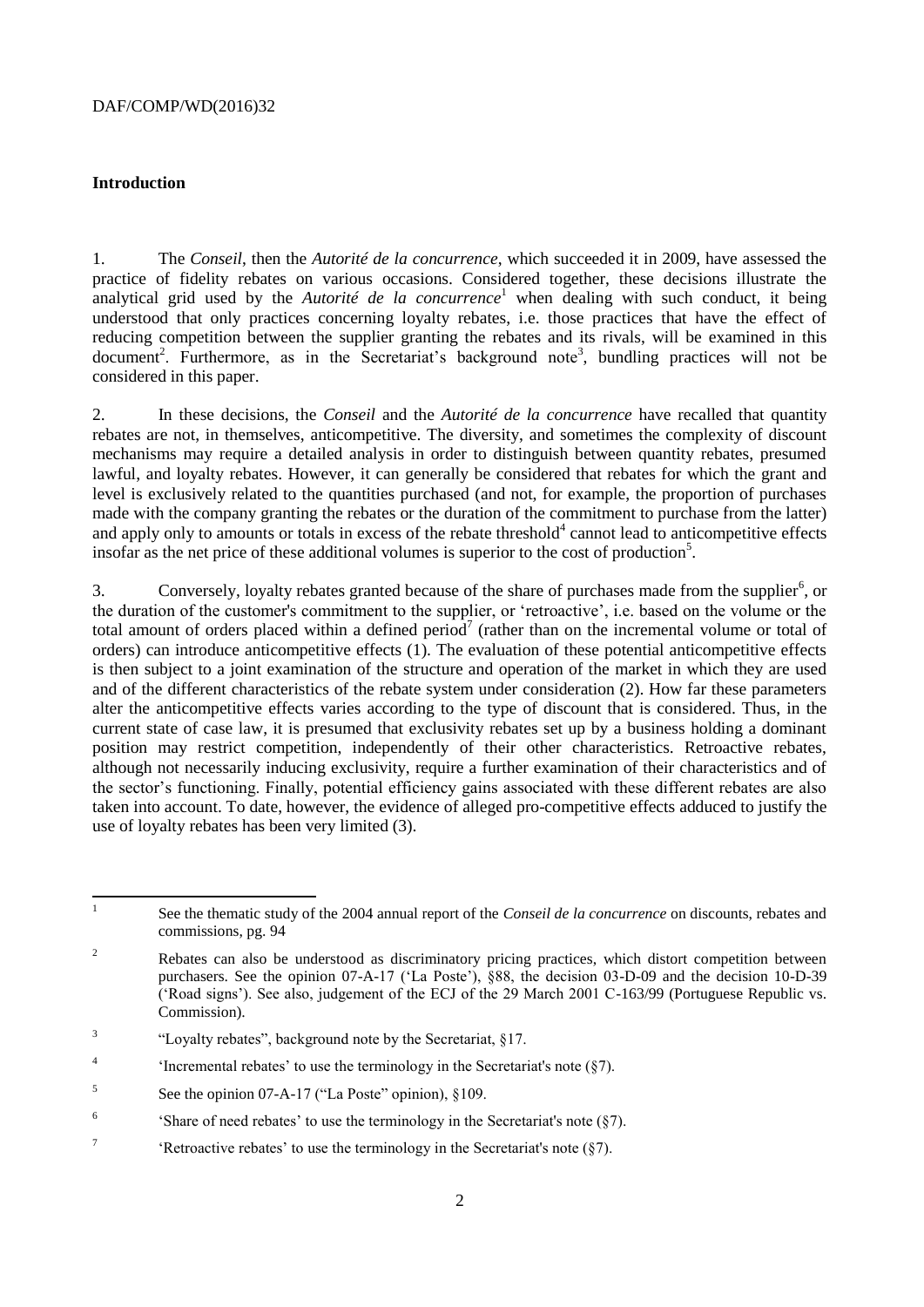## Introduction

1. The *Conseil*, then the *Autorité de la concurrence*, which succeeded it in 2009, have assessed the practice of fidelity rebates on various occasions. Considered together, these decisions illustrate the analytical grid used by the *Autorité de la concurrence*[1] when dealing with such conduct, it being understood that only practices concerning loyalty rebates, i.e. those practices that have the effect of reducing competition between the supplier granting the rebates and its rivals, will be examined in this document[2]. Furthermore, as in the Secretariat's background note[3], bundling practices will not be considered in this paper.

2. In these decisions, the *Conseil* and the *Autorité de la concurrence* have recalled that quantity rebates are not, in themselves, anticompetitive. The diversity, and sometimes the complexity of discount mechanisms may require a detailed analysis in order to distinguish between quantity rebates, presumed lawful, and loyalty rebates. However, it can generally be considered that rebates for which the grant and level is exclusively related to the quantities purchased (and not, for example, the proportion of purchases made with the company granting the rebates or the duration of the commitment to purchase from the latter) and apply only to amounts or totals in excess of the rebate threshold[4] cannot lead to anticompetitive effects insofar as the net price of these additional volumes is superior to the cost of production[5].

3. Conversely, loyalty rebates granted because of the share of purchases made from the supplier[6], or the duration of the customer's commitment to the supplier, or 'retroactive', i.e. based on the volume or the total amount of orders placed within a defined period[7] (rather than on the incremental volume or total of orders) can introduce anticompetitive effects (1). The evaluation of these potential anticompetitive effects is then subject to a joint examination of the structure and operation of the market in which they are used and of the different characteristics of the rebate system under consideration (2). How far these parameters alter the anticompetitive effects varies according to the type of discount that is considered. Thus, in the current state of case law, it is presumed that exclusivity rebates set up by a business holding a dominant position may restrict competition, independently of their other characteristics. Retroactive rebates, although not necessarily inducing exclusivity, require a further examination of their characteristics and of the sector's functioning. Finally, potential efficiency gains associated with these different rebates are also taken into account. To date, however, the evidence of alleged pro-competitive effects adduced to justify the use of loyalty rebates has been very limited (3).

---

[1] See the thematic study of the 2004 annual report of the *Conseil de la concurrence* on discounts, rebates and commissions, pg. 94

[2] Rebates can also be understood as discriminatory pricing practices, which distort competition between purchasers. See the opinion 07-A-17 ('La Poste'), §88, the decision 03-D-09 and the decision 10-D-39 ('Road signs'). See also, judgement of the ECJ of the 29 March 2001 C-163/99 (Portuguese Republic vs. Commission).

[3] "Loyalty rebates", background note by the Secretariat, §17.

[4] 'Incremental rebates' to use the terminology in the Secretariat's note (§7).

[5] See the opinion 07-A-17 ("La Poste" opinion), §109.

[6] 'Share of need rebates' to use the terminology in the Secretariat's note (§7).

[7] 'Retroactive rebates' to use the terminology in the Secretariat's note (§7).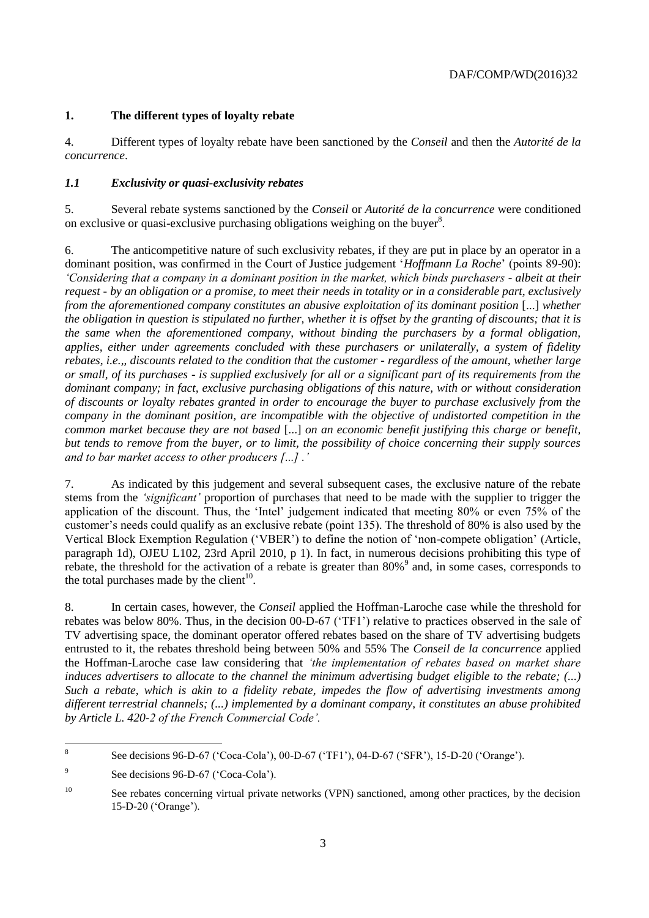## 1. The different types of loyalty rebate

4. Different types of loyalty rebate have been sanctioned by the *Conseil* and then the *Autorité de la concurrence*.

### *1.1 Exclusivity or quasi-exclusivity rebates*

5. Several rebate systems sanctioned by the *Conseil* or *Autorité de la concurrence* were conditioned on exclusive or quasi-exclusive purchasing obligations weighing on the buyer[8].

6. The anticompetitive nature of such exclusivity rebates, if they are put in place by an operator in a dominant position, was confirmed in the Court of Justice judgement '*Hoffmann La Roche*' (points 89-90): *'Considering that a company in a dominant position in the market, which binds purchasers - albeit at their request - by an obligation or a promise, to meet their needs in totality or in a considerable part, exclusively from the aforementioned company constitutes an abusive exploitation of its dominant position* [...] *whether the obligation in question is stipulated no further, whether it is offset by the granting of discounts; that it is the same when the aforementioned company, without binding the purchasers by a formal obligation, applies, either under agreements concluded with these purchasers or unilaterally, a system of fidelity rebates, i.e.,, discounts related to the condition that the customer - regardless of the amount, whether large or small, of its purchases - is supplied exclusively for all or a significant part of its requirements from the dominant company; in fact, exclusive purchasing obligations of this nature, with or without consideration of discounts or loyalty rebates granted in order to encourage the buyer to purchase exclusively from the company in the dominant position, are incompatible with the objective of undistorted competition in the common market because they are not based* [...] *on an economic benefit justifying this charge or benefit, but tends to remove from the buyer, or to limit, the possibility of choice concerning their supply sources and to bar market access to other producers [...] .'*

7. As indicated by this judgement and several subsequent cases, the exclusive nature of the rebate stems from the *'significant'* proportion of purchases that need to be made with the supplier to trigger the application of the discount. Thus, the 'Intel' judgement indicated that meeting 80% or even 75% of the customer's needs could qualify as an exclusive rebate (point 135). The threshold of 80% is also used by the Vertical Block Exemption Regulation ('VBER') to define the notion of 'non-compete obligation' (Article, paragraph 1d), OJEU L102, 23rd April 2010, p 1). In fact, in numerous decisions prohibiting this type of rebate, the threshold for the activation of a rebate is greater than 80%[9] and, in some cases, corresponds to the total purchases made by the client[10].

8. In certain cases, however, the *Conseil* applied the Hoffman-Laroche case while the threshold for rebates was below 80%. Thus, in the decision 00-D-67 ('TF1') relative to practices observed in the sale of TV advertising space, the dominant operator offered rebates based on the share of TV advertising budgets entrusted to it, the rebates threshold being between 50% and 55% The *Conseil de la concurrence* applied the Hoffman-Laroche case law considering that *'the implementation of rebates based on market share induces advertisers to allocate to the channel the minimum advertising budget eligible to the rebate; (...) Such a rebate, which is akin to a fidelity rebate, impedes the flow of advertising investments among different terrestrial channels; (...) implemented by a dominant company, it constitutes an abuse prohibited by Article L. 420-2 of the French Commercial Code'.*

---

[8] See decisions 96-D-67 ('Coca-Cola'), 00-D-67 ('TF1'), 04-D-67 ('SFR'), 15-D-20 ('Orange').

[9] See decisions 96-D-67 ('Coca-Cola').

[10] See rebates concerning virtual private networks (VPN) sanctioned, among other practices, by the decision 15-D-20 ('Orange').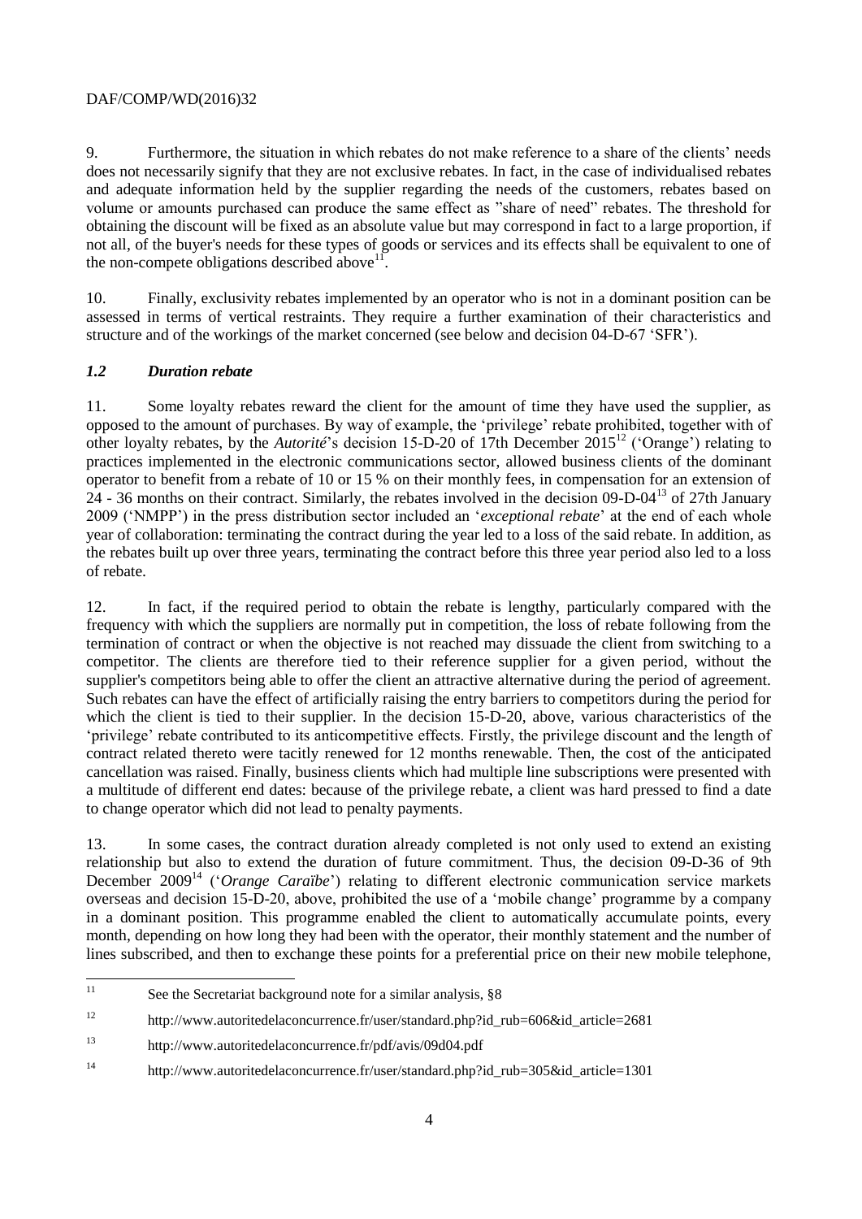9. Furthermore, the situation in which rebates do not make reference to a share of the clients' needs does not necessarily signify that they are not exclusive rebates. In fact, in the case of individualised rebates and adequate information held by the supplier regarding the needs of the customers, rebates based on volume or amounts purchased can produce the same effect as "share of need" rebates. The threshold for obtaining the discount will be fixed as an absolute value but may correspond in fact to a large proportion, if not all, of the buyer's needs for these types of goods or services and its effects shall be equivalent to one of the non-compete obligations described above[11].

10. Finally, exclusivity rebates implemented by an operator who is not in a dominant position can be assessed in terms of vertical restraints. They require a further examination of their characteristics and structure and of the workings of the market concerned (see below and decision 04-D-67 'SFR').

### *1.2 Duration rebate*

11. Some loyalty rebates reward the client for the amount of time they have used the supplier, as opposed to the amount of purchases. By way of example, the 'privilege' rebate prohibited, together with of other loyalty rebates, by the *Autorité*'s decision 15-D-20 of 17th December 2015[12] ('Orange') relating to practices implemented in the electronic communications sector, allowed business clients of the dominant operator to benefit from a rebate of 10 or 15 % on their monthly fees, in compensation for an extension of 24 - 36 months on their contract. Similarly, the rebates involved in the decision 09-D-04[13] of 27th January 2009 ('NMPP') in the press distribution sector included an '*exceptional rebate*' at the end of each whole year of collaboration: terminating the contract during the year led to a loss of the said rebate. In addition, as the rebates built up over three years, terminating the contract before this three year period also led to a loss of rebate.

12. In fact, if the required period to obtain the rebate is lengthy, particularly compared with the frequency with which the suppliers are normally put in competition, the loss of rebate following from the termination of contract or when the objective is not reached may dissuade the client from switching to a competitor. The clients are therefore tied to their reference supplier for a given period, without the supplier's competitors being able to offer the client an attractive alternative during the period of agreement. Such rebates can have the effect of artificially raising the entry barriers to competitors during the period for which the client is tied to their supplier. In the decision 15-D-20, above, various characteristics of the 'privilege' rebate contributed to its anticompetitive effects. Firstly, the privilege discount and the length of contract related thereto were tacitly renewed for 12 months renewable. Then, the cost of the anticipated cancellation was raised. Finally, business clients which had multiple line subscriptions were presented with a multitude of different end dates: because of the privilege rebate, a client was hard pressed to find a date to change operator which did not lead to penalty payments.

13. In some cases, the contract duration already completed is not only used to extend an existing relationship but also to extend the duration of future commitment. Thus, the decision 09-D-36 of 9th December 2009[14] ('*Orange Caraïbe*') relating to different electronic communication service markets overseas and decision 15-D-20, above, prohibited the use of a 'mobile change' programme by a company in a dominant position. This programme enabled the client to automatically accumulate points, every month, depending on how long they had been with the operator, their monthly statement and the number of lines subscribed, and then to exchange these points for a preferential price on their new mobile telephone,

---

[11] See the Secretariat background note for a similar analysis, §8

[12] http://www.autoritedelaconcurrence.fr/user/standard.php?id_rub=606&id_article=2681

[13] http://www.autoritedelaconcurrence.fr/pdf/avis/09d04.pdf

[14] http://www.autoritedelaconcurrence.fr/user/standard.php?id_rub=305&id_article=1301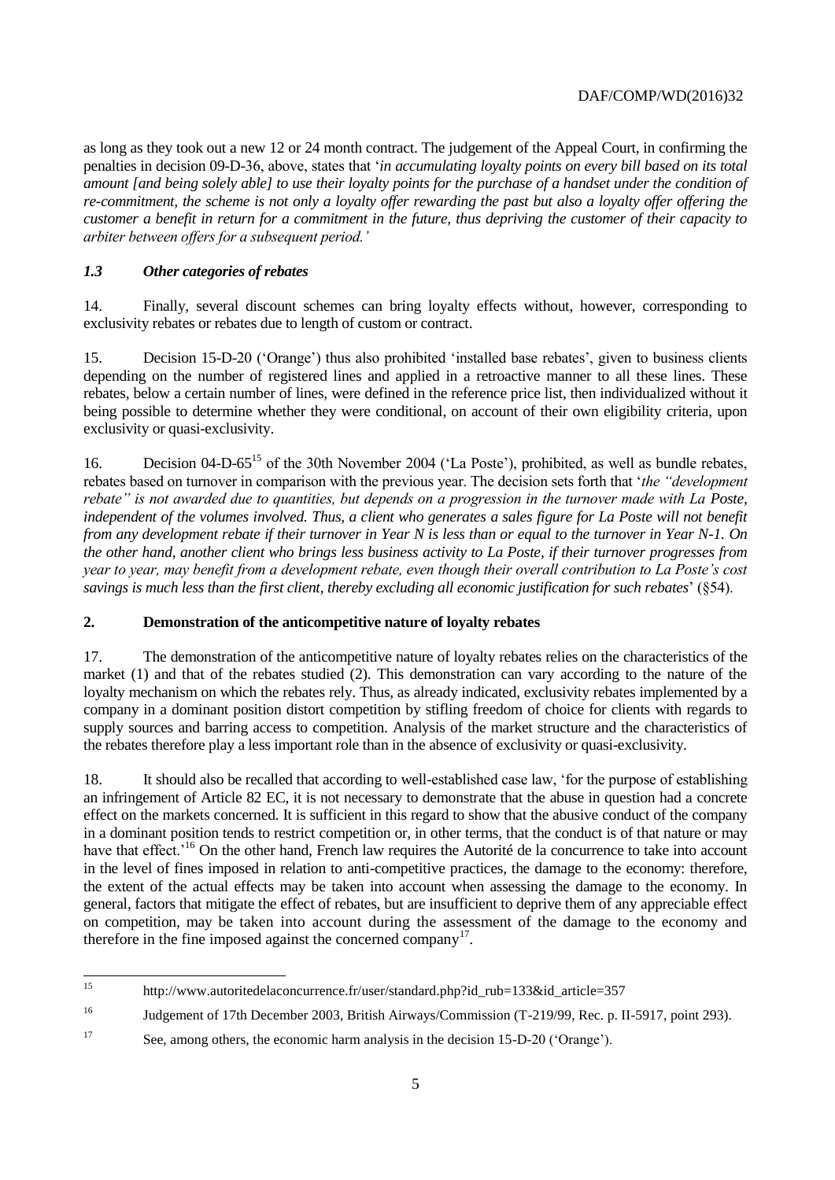as long as they took out a new 12 or 24 month contract. The judgement of the Appeal Court, in confirming the penalties in decision 09-D-36, above, states that '*in accumulating loyalty points on every bill based on its total amount [and being solely able] to use their loyalty points for the purchase of a handset under the condition of re-commitment, the scheme is not only a loyalty offer rewarding the past but also a loyalty offer offering the customer a benefit in return for a commitment in the future, thus depriving the customer of their capacity to arbiter between offers for a subsequent period.*'

### *1.3 Other categories of rebates*

14. Finally, several discount schemes can bring loyalty effects without, however, corresponding to exclusivity rebates or rebates due to length of custom or contract.

15. Decision 15-D-20 ('Orange') thus also prohibited 'installed base rebates', given to business clients depending on the number of registered lines and applied in a retroactive manner to all these lines. These rebates, below a certain number of lines, were defined in the reference price list, then individualized without it being possible to determine whether they were conditional, on account of their own eligibility criteria, upon exclusivity or quasi-exclusivity.

16. Decision 04-D-65[15] of the 30th November 2004 ('La Poste'), prohibited, as well as bundle rebates, rebates based on turnover in comparison with the previous year. The decision sets forth that '*the "development rebate" is not awarded due to quantities, but depends on a progression in the turnover made with La Poste, independent of the volumes involved. Thus, a client who generates a sales figure for La Poste will not benefit from any development rebate if their turnover in Year N is less than or equal to the turnover in Year N-1. On the other hand, another client who brings less business activity to La Poste, if their turnover progresses from year to year, may benefit from a development rebate, even though their overall contribution to La Poste's cost savings is much less than the first client, thereby excluding all economic justification for such rebates*' (§54).

## 2. Demonstration of the anticompetitive nature of loyalty rebates

17. The demonstration of the anticompetitive nature of loyalty rebates relies on the characteristics of the market (1) and that of the rebates studied (2). This demonstration can vary according to the nature of the loyalty mechanism on which the rebates rely. Thus, as already indicated, exclusivity rebates implemented by a company in a dominant position distort competition by stifling freedom of choice for clients with regards to supply sources and barring access to competition. Analysis of the market structure and the characteristics of the rebates therefore play a less important role than in the absence of exclusivity or quasi-exclusivity.

18. It should also be recalled that according to well-established case law, 'for the purpose of establishing an infringement of Article 82 EC, it is not necessary to demonstrate that the abuse in question had a concrete effect on the markets concerned. It is sufficient in this regard to show that the abusive conduct of the company in a dominant position tends to restrict competition or, in other terms, that the conduct is of that nature or may have that effect.'[16] On the other hand, French law requires the Autorité de la concurrence to take into account in the level of fines imposed in relation to anti-competitive practices, the damage to the economy: therefore, the extent of the actual effects may be taken into account when assessing the damage to the economy. In general, factors that mitigate the effect of rebates, but are insufficient to deprive them of any appreciable effect on competition, may be taken into account during the assessment of the damage to the economy and therefore in the fine imposed against the concerned company[17].

---

[15] http://www.autoritedelaconcurrence.fr/user/standard.php?id_rub=133&id_article=357

[16] Judgement of 17th December 2003, British Airways/Commission (T-219/99, Rec. p. II-5917, point 293).

[17] See, among others, the economic harm analysis in the decision 15-D-20 ('Orange').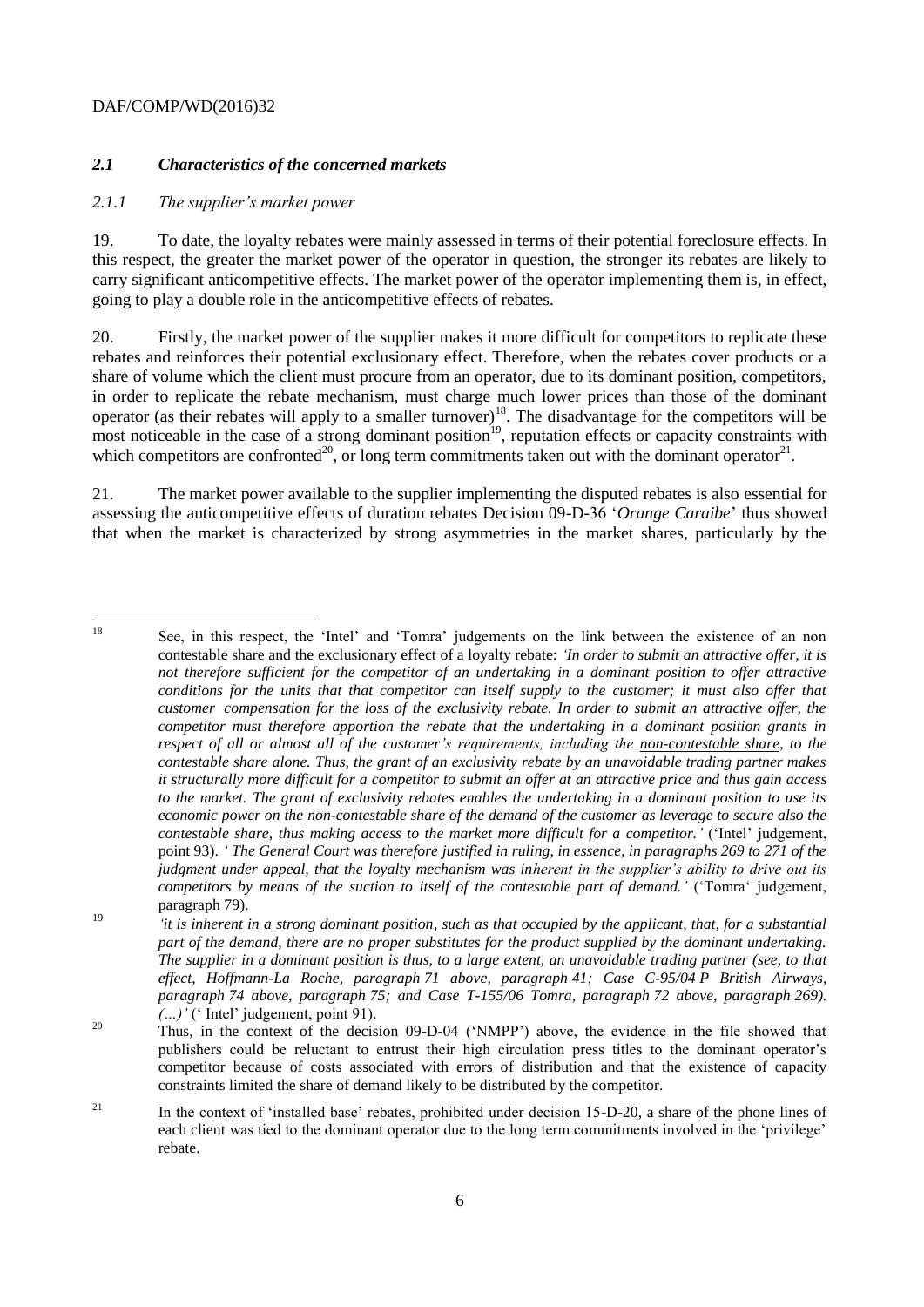### *2.1 Characteristics of the concerned markets*

#### *2.1.1 The supplier's market power*

19. To date, the loyalty rebates were mainly assessed in terms of their potential foreclosure effects. In this respect, the greater the market power of the operator in question, the stronger its rebates are likely to carry significant anticompetitive effects. The market power of the operator implementing them is, in effect, going to play a double role in the anticompetitive effects of rebates.

20. Firstly, the market power of the supplier makes it more difficult for competitors to replicate these rebates and reinforces their potential exclusionary effect. Therefore, when the rebates cover products or a share of volume which the client must procure from an operator, due to its dominant position, competitors, in order to replicate the rebate mechanism, must charge much lower prices than those of the dominant operator (as their rebates will apply to a smaller turnover)[18]. The disadvantage for the competitors will be most noticeable in the case of a strong dominant position[19], reputation effects or capacity constraints with which competitors are confronted[20], or long term commitments taken out with the dominant operator[21].

21. The market power available to the supplier implementing the disputed rebates is also essential for assessing the anticompetitive effects of duration rebates Decision 09-D-36 '*Orange Caraibe*' thus showed that when the market is characterized by strong asymmetries in the market shares, particularly by the

---

[18] See, in this respect, the 'Intel' and 'Tomra' judgements on the link between the existence of an non contestable share and the exclusionary effect of a loyalty rebate: *'In order to submit an attractive offer, it is not therefore sufficient for the competitor of an undertaking in a dominant position to offer attractive conditions for the units that that competitor can itself supply to the customer; it must also offer that customer compensation for the loss of the exclusivity rebate. In order to submit an attractive offer, the competitor must therefore apportion the rebate that the undertaking in a dominant position grants in respect of all or almost all of the customer's requirements, including the <u>non-contestable share</u>, to the contestable share alone. Thus, the grant of an exclusivity rebate by an unavoidable trading partner makes it structurally more difficult for a competitor to submit an offer at an attractive price and thus gain access to the market. The grant of exclusivity rebates enables the undertaking in a dominant position to use its economic power on the <u>non-contestable share</u> of the demand of the customer as leverage to secure also the contestable share, thus making access to the market more difficult for a competitor.'* ('Intel' judgement, point 93). *' The General Court was therefore justified in ruling, in essence, in paragraphs 269 to 271 of the judgment under appeal, that the loyalty mechanism was inherent in the supplier's ability to drive out its competitors by means of the suction to itself of the contestable part of demand.'* ('Tomra' judgement, paragraph 79).

[19] *'it is inherent in <u>a strong dominant position</u>, such as that occupied by the applicant, that, for a substantial part of the demand, there are no proper substitutes for the product supplied by the dominant undertaking. The supplier in a dominant position is thus, to a large extent, an unavoidable trading partner (see, to that effect, Hoffmann-La Roche, paragraph 71 above, paragraph 41; Case C-95/04 P British Airways, paragraph 74 above, paragraph 75; and Case T-155/06 Tomra, paragraph 72 above, paragraph 269). (…)'* (' Intel' judgement, point 91).

[20] Thus, in the context of the decision 09-D-04 ('NMPP') above, the evidence in the file showed that publishers could be reluctant to entrust their high circulation press titles to the dominant operator's competitor because of costs associated with errors of distribution and that the existence of capacity constraints limited the share of demand likely to be distributed by the competitor.

[21] In the context of 'installed base' rebates, prohibited under decision 15-D-20, a share of the phone lines of each client was tied to the dominant operator due to the long term commitments involved in the 'privilege' rebate.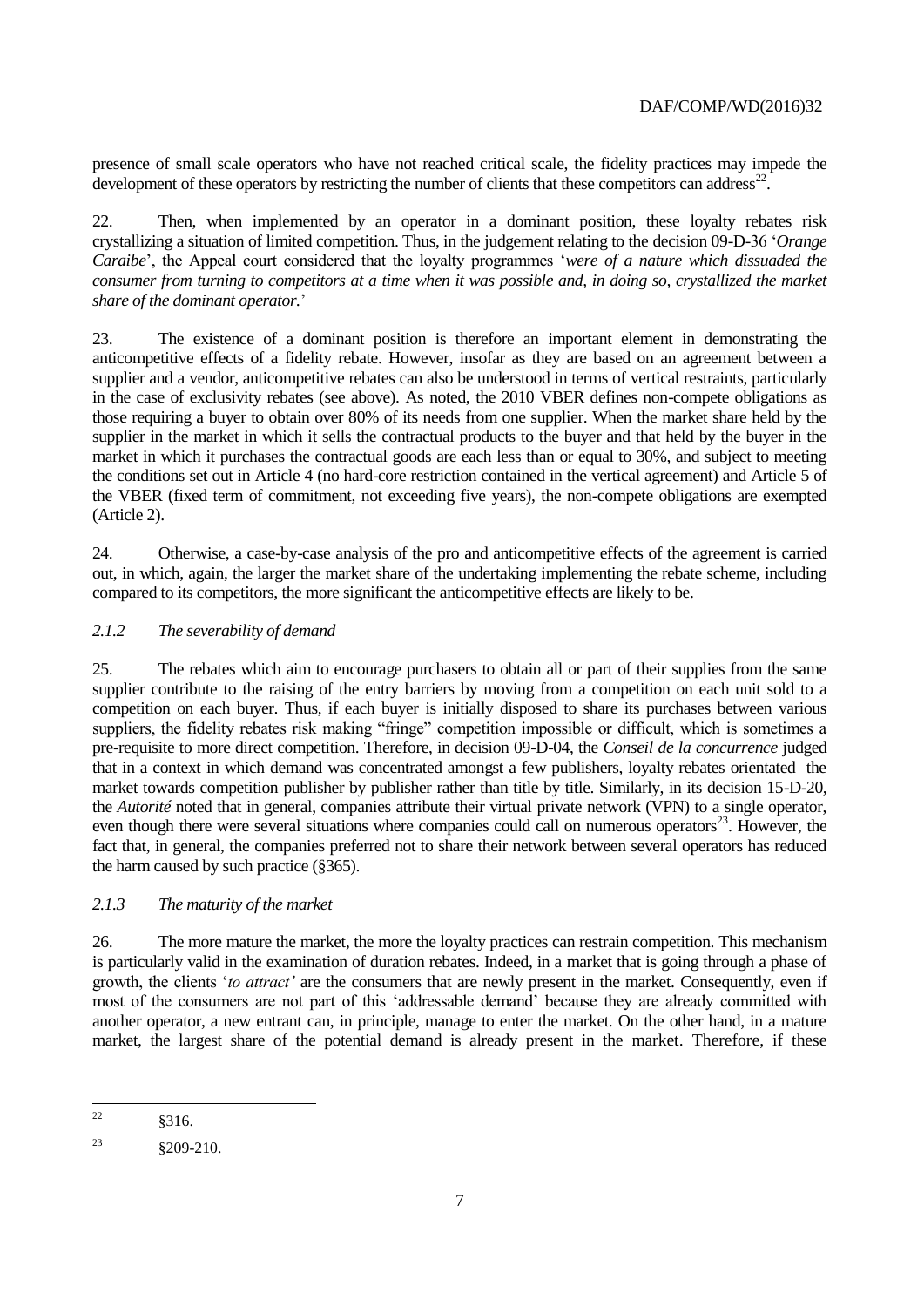presence of small scale operators who have not reached critical scale, the fidelity practices may impede the development of these operators by restricting the number of clients that these competitors can address[22].

22. Then, when implemented by an operator in a dominant position, these loyalty rebates risk crystallizing a situation of limited competition. Thus, in the judgement relating to the decision 09-D-36 '*Orange Caraibe*', the Appeal court considered that the loyalty programmes '*were of a nature which dissuaded the consumer from turning to competitors at a time when it was possible and, in doing so, crystallized the market share of the dominant operator.*'

23. The existence of a dominant position is therefore an important element in demonstrating the anticompetitive effects of a fidelity rebate. However, insofar as they are based on an agreement between a supplier and a vendor, anticompetitive rebates can also be understood in terms of vertical restraints, particularly in the case of exclusivity rebates (see above). As noted, the 2010 VBER defines non-compete obligations as those requiring a buyer to obtain over 80% of its needs from one supplier. When the market share held by the supplier in the market in which it sells the contractual products to the buyer and that held by the buyer in the market in which it purchases the contractual goods are each less than or equal to 30%, and subject to meeting the conditions set out in Article 4 (no hard-core restriction contained in the vertical agreement) and Article 5 of the VBER (fixed term of commitment, not exceeding five years), the non-compete obligations are exempted (Article 2).

24. Otherwise, a case-by-case analysis of the pro and anticompetitive effects of the agreement is carried out, in which, again, the larger the market share of the undertaking implementing the rebate scheme, including compared to its competitors, the more significant the anticompetitive effects are likely to be.

### *2.1.2 The severability of demand*

25. The rebates which aim to encourage purchasers to obtain all or part of their supplies from the same supplier contribute to the raising of the entry barriers by moving from a competition on each unit sold to a competition on each buyer. Thus, if each buyer is initially disposed to share its purchases between various suppliers, the fidelity rebates risk making "fringe" competition impossible or difficult, which is sometimes a pre-requisite to more direct competition. Therefore, in decision 09-D-04, the *Conseil de la concurrence* judged that in a context in which demand was concentrated amongst a few publishers, loyalty rebates orientated the market towards competition publisher by publisher rather than title by title. Similarly, in its decision 15-D-20, the *Autorité* noted that in general, companies attribute their virtual private network (VPN) to a single operator, even though there were several situations where companies could call on numerous operators[23]. However, the fact that, in general, the companies preferred not to share their network between several operators has reduced the harm caused by such practice (§365).

### *2.1.3 The maturity of the market*

26. The more mature the market, the more the loyalty practices can restrain competition. This mechanism is particularly valid in the examination of duration rebates. Indeed, in a market that is going through a phase of growth, the clients '*to attract'* are the consumers that are newly present in the market. Consequently, even if most of the consumers are not part of this 'addressable demand' because they are already committed with another operator, a new entrant can, in principle, manage to enter the market. On the other hand, in a mature market, the largest share of the potential demand is already present in the market. Therefore, if these

---

[22] §316.

[23] §209-210.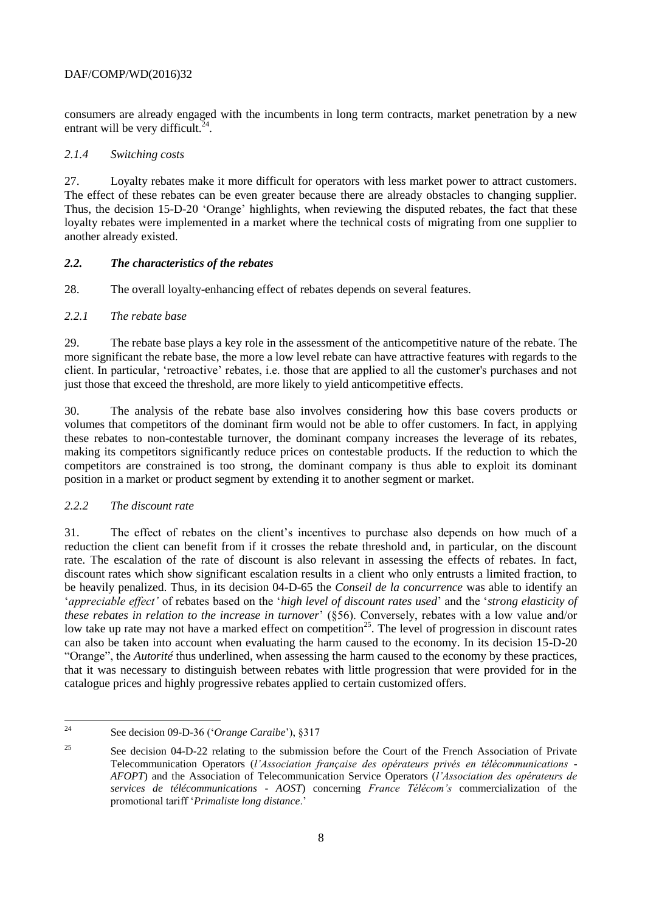consumers are already engaged with the incumbents in long term contracts, market penetration by a new entrant will be very difficult.[24].

### *2.1.4 Switching costs*

27. Loyalty rebates make it more difficult for operators with less market power to attract customers. The effect of these rebates can be even greater because there are already obstacles to changing supplier. Thus, the decision 15-D-20 'Orange' highlights, when reviewing the disputed rebates, the fact that these loyalty rebates were implemented in a market where the technical costs of migrating from one supplier to another already existed.

## *2.2. The characteristics of the rebates*

28. The overall loyalty-enhancing effect of rebates depends on several features.

### *2.2.1 The rebate base*

29. The rebate base plays a key role in the assessment of the anticompetitive nature of the rebate. The more significant the rebate base, the more a low level rebate can have attractive features with regards to the client. In particular, 'retroactive' rebates, i.e. those that are applied to all the customer's purchases and not just those that exceed the threshold, are more likely to yield anticompetitive effects.

30. The analysis of the rebate base also involves considering how this base covers products or volumes that competitors of the dominant firm would not be able to offer customers. In fact, in applying these rebates to non-contestable turnover, the dominant company increases the leverage of its rebates, making its competitors significantly reduce prices on contestable products. If the reduction to which the competitors are constrained is too strong, the dominant company is thus able to exploit its dominant position in a market or product segment by extending it to another segment or market.

### *2.2.2 The discount rate*

31. The effect of rebates on the client's incentives to purchase also depends on how much of a reduction the client can benefit from if it crosses the rebate threshold and, in particular, on the discount rate. The escalation of the rate of discount is also relevant in assessing the effects of rebates. In fact, discount rates which show significant escalation results in a client who only entrusts a limited fraction, to be heavily penalized. Thus, in its decision 04-D-65 the *Conseil de la concurrence* was able to identify an '*appreciable effect'* of rebates based on the '*high level of discount rates used*' and the '*strong elasticity of these rebates in relation to the increase in turnover*' (§56). Conversely, rebates with a low value and/or low take up rate may not have a marked effect on competition[25]. The level of progression in discount rates can also be taken into account when evaluating the harm caused to the economy. In its decision 15-D-20 "Orange", the *Autorité* thus underlined, when assessing the harm caused to the economy by these practices, that it was necessary to distinguish between rebates with little progression that were provided for in the catalogue prices and highly progressive rebates applied to certain customized offers.

---

[24] See decision 09-D-36 ('*Orange Caraibe*'), §317

[25] See decision 04-D-22 relating to the submission before the Court of the French Association of Private Telecommunication Operators (*l'Association française des opérateurs privés en télécommunications - AFOPT*) and the Association of Telecommunication Service Operators (*l'Association des opérateurs de services de télécommunications - AOST*) concerning *France Télécom's* commercialization of the promotional tariff '*Primaliste long distance*.'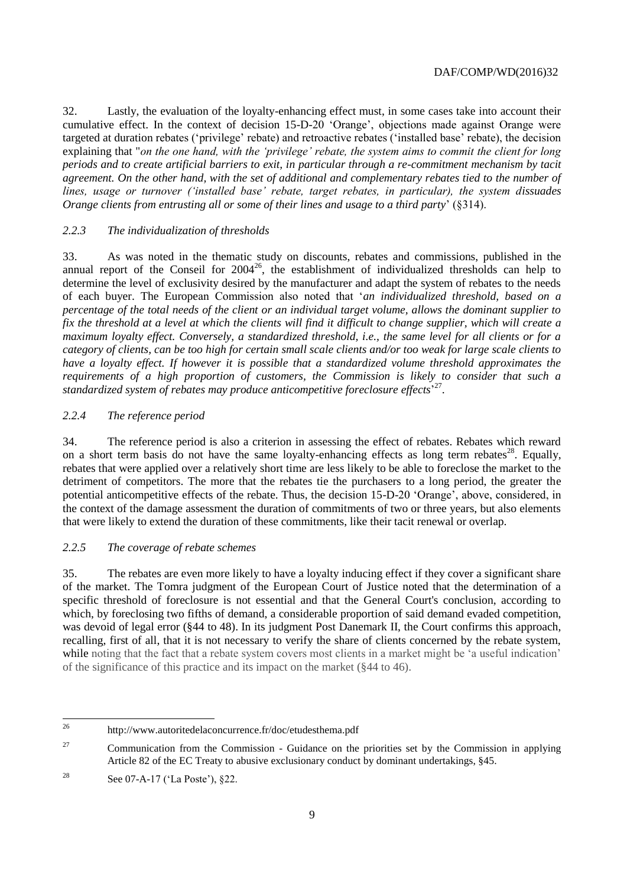32. Lastly, the evaluation of the loyalty-enhancing effect must, in some cases take into account their cumulative effect. In the context of decision 15-D-20 'Orange', objections made against Orange were targeted at duration rebates ('privilege' rebate) and retroactive rebates ('installed base' rebate), the decision explaining that "*on the one hand, with the 'privilege' rebate, the system aims to commit the client for long periods and to create artificial barriers to exit, in particular through a re-commitment mechanism by tacit agreement. On the other hand, with the set of additional and complementary rebates tied to the number of lines, usage or turnover ('installed base' rebate, target rebates, in particular), the system dissuades Orange clients from entrusting all or some of their lines and usage to a third party*' (§314).

### *2.2.3 The individualization of thresholds*

33. As was noted in the thematic study on discounts, rebates and commissions, published in the annual report of the Conseil for 2004[26], the establishment of individualized thresholds can help to determine the level of exclusivity desired by the manufacturer and adapt the system of rebates to the needs of each buyer. The European Commission also noted that '*an individualized threshold, based on a percentage of the total needs of the client or an individual target volume, allows the dominant supplier to fix the threshold at a level at which the clients will find it difficult to change supplier, which will create a maximum loyalty effect. Conversely, a standardized threshold, i.e., the same level for all clients or for a category of clients, can be too high for certain small scale clients and/or too weak for large scale clients to have a loyalty effect. If however it is possible that a standardized volume threshold approximates the requirements of a high proportion of customers, the Commission is likely to consider that such a standardized system of rebates may produce anticompetitive foreclosure effects*'[27].

### *2.2.4 The reference period*

34. The reference period is also a criterion in assessing the effect of rebates. Rebates which reward on a short term basis do not have the same loyalty-enhancing effects as long term rebates[28]. Equally, rebates that were applied over a relatively short time are less likely to be able to foreclose the market to the detriment of competitors. The more that the rebates tie the purchasers to a long period, the greater the potential anticompetitive effects of the rebate. Thus, the decision 15-D-20 'Orange', above, considered, in the context of the damage assessment the duration of commitments of two or three years, but also elements that were likely to extend the duration of these commitments, like their tacit renewal or overlap.

### *2.2.5 The coverage of rebate schemes*

35. The rebates are even more likely to have a loyalty inducing effect if they cover a significant share of the market. The Tomra judgment of the European Court of Justice noted that the determination of a specific threshold of foreclosure is not essential and that the General Court's conclusion, according to which, by foreclosing two fifths of demand, a considerable proportion of said demand evaded competition, was devoid of legal error (§44 to 48). In its judgment Post Danemark II, the Court confirms this approach, recalling, first of all, that it is not necessary to verify the share of clients concerned by the rebate system, while noting that the fact that a rebate system covers most clients in a market might be 'a useful indication' of the significance of this practice and its impact on the market (§44 to 46).

---

[26] http://www.autoritedelaconcurrence.fr/doc/etudesthema.pdf

[27] Communication from the Commission - Guidance on the priorities set by the Commission in applying Article 82 of the EC Treaty to abusive exclusionary conduct by dominant undertakings, §45.

[28] See 07-A-17 ('La Poste'), §22.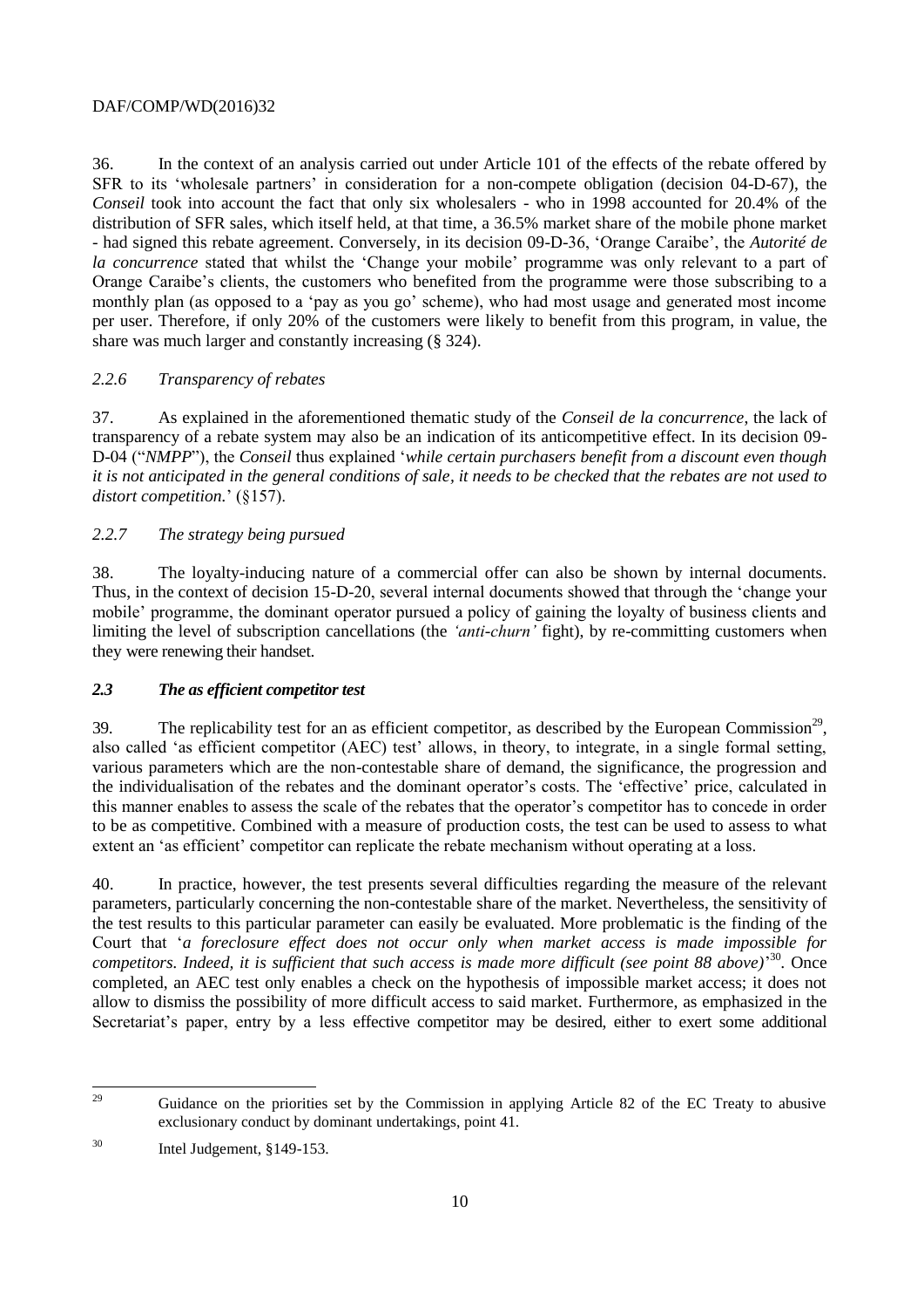36. In the context of an analysis carried out under Article 101 of the effects of the rebate offered by SFR to its 'wholesale partners' in consideration for a non-compete obligation (decision 04-D-67), the *Conseil* took into account the fact that only six wholesalers - who in 1998 accounted for 20.4% of the distribution of SFR sales, which itself held, at that time, a 36.5% market share of the mobile phone market - had signed this rebate agreement. Conversely, in its decision 09-D-36, 'Orange Caraibe', the *Autorité de la concurrence* stated that whilst the 'Change your mobile' programme was only relevant to a part of Orange Caraibe's clients, the customers who benefited from the programme were those subscribing to a monthly plan (as opposed to a 'pay as you go' scheme), who had most usage and generated most income per user. Therefore, if only 20% of the customers were likely to benefit from this program, in value, the share was much larger and constantly increasing (§ 324).

### *2.2.6 Transparency of rebates*

37. As explained in the aforementioned thematic study of the *Conseil de la concurrence*, the lack of transparency of a rebate system may also be an indication of its anticompetitive effect. In its decision 09-D-04 ("*NMPP*"), the *Conseil* thus explained '*while certain purchasers benefit from a discount even though it is not anticipated in the general conditions of sale, it needs to be checked that the rebates are not used to distort competition.*' (§157).

### *2.2.7 The strategy being pursued*

38. The loyalty-inducing nature of a commercial offer can also be shown by internal documents. Thus, in the context of decision 15-D-20, several internal documents showed that through the 'change your mobile' programme, the dominant operator pursued a policy of gaining the loyalty of business clients and limiting the level of subscription cancellations (the *'anti-churn'* fight), by re-committing customers when they were renewing their handset.

### ***2.3 The as efficient competitor test***

39. The replicability test for an as efficient competitor, as described by the European Commission[29], also called 'as efficient competitor (AEC) test' allows, in theory, to integrate, in a single formal setting, various parameters which are the non-contestable share of demand, the significance, the progression and the individualisation of the rebates and the dominant operator's costs. The 'effective' price, calculated in this manner enables to assess the scale of the rebates that the operator's competitor has to concede in order to be as competitive. Combined with a measure of production costs, the test can be used to assess to what extent an 'as efficient' competitor can replicate the rebate mechanism without operating at a loss.

40. In practice, however, the test presents several difficulties regarding the measure of the relevant parameters, particularly concerning the non-contestable share of the market. Nevertheless, the sensitivity of the test results to this particular parameter can easily be evaluated. More problematic is the finding of the Court that '*a foreclosure effect does not occur only when market access is made impossible for competitors. Indeed, it is sufficient that such access is made more difficult (see point 88 above)*'[30]. Once completed, an AEC test only enables a check on the hypothesis of impossible market access; it does not allow to dismiss the possibility of more difficult access to said market. Furthermore, as emphasized in the Secretariat's paper, entry by a less effective competitor may be desired, either to exert some additional

---

[29] Guidance on the priorities set by the Commission in applying Article 82 of the EC Treaty to abusive exclusionary conduct by dominant undertakings, point 41.

[30] Intel Judgement, §149-153.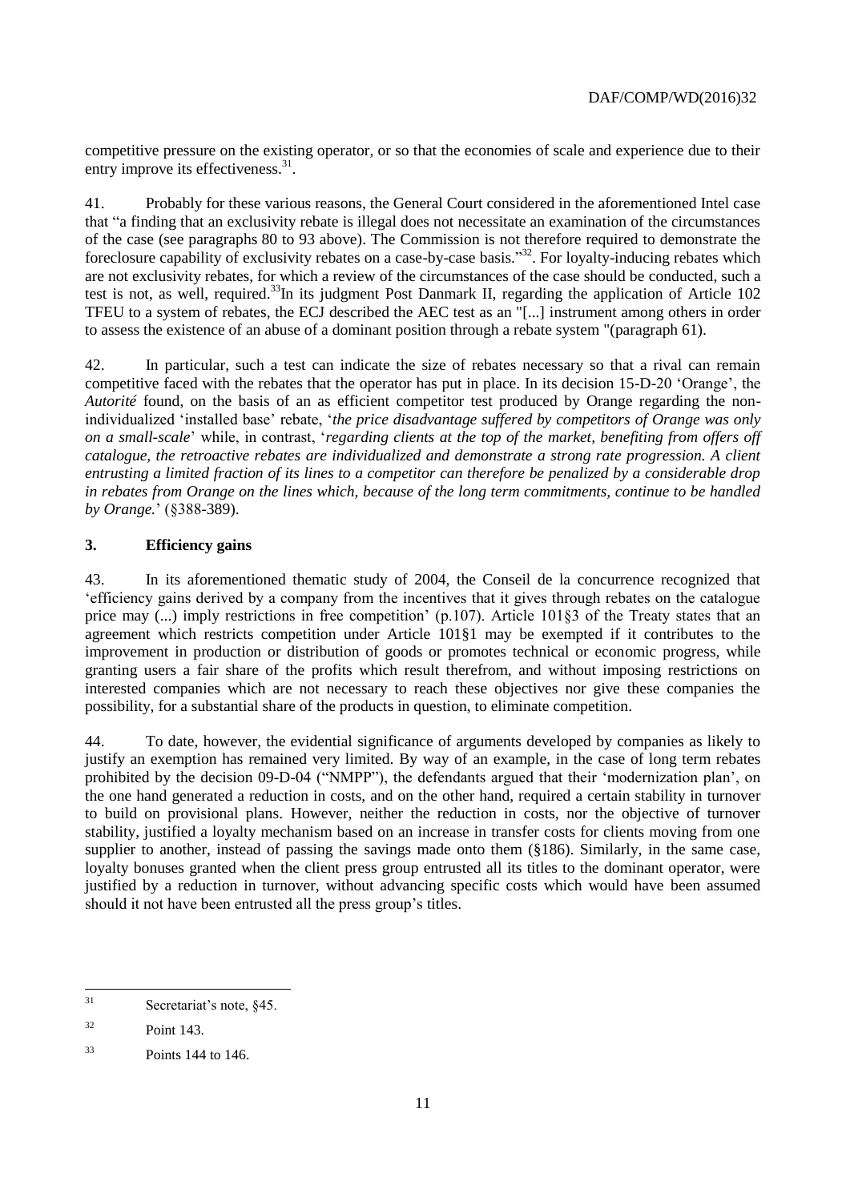competitive pressure on the existing operator, or so that the economies of scale and experience due to their entry improve its effectiveness.[31].

41. Probably for these various reasons, the General Court considered in the aforementioned Intel case that "a finding that an exclusivity rebate is illegal does not necessitate an examination of the circumstances of the case (see paragraphs 80 to 93 above). The Commission is not therefore required to demonstrate the foreclosure capability of exclusivity rebates on a case-by-case basis."[32]. For loyalty-inducing rebates which are not exclusivity rebates, for which a review of the circumstances of the case should be conducted, such a test is not, as well, required.[33]In its judgment Post Danmark II, regarding the application of Article 102 TFEU to a system of rebates, the ECJ described the AEC test as an "[...] instrument among others in order to assess the existence of an abuse of a dominant position through a rebate system "(paragraph 61).

42. In particular, such a test can indicate the size of rebates necessary so that a rival can remain competitive faced with the rebates that the operator has put in place. In its decision 15-D-20 'Orange', the *Autorité* found, on the basis of an as efficient competitor test produced by Orange regarding the non-individualized 'installed base' rebate, '*the price disadvantage suffered by competitors of Orange was only on a small-scale*' while, in contrast, '*regarding clients at the top of the market, benefiting from offers off catalogue, the retroactive rebates are individualized and demonstrate a strong rate progression. A client entrusting a limited fraction of its lines to a competitor can therefore be penalized by a considerable drop in rebates from Orange on the lines which, because of the long term commitments, continue to be handled by Orange.*' (§388-389).

### 3. Efficiency gains

43. In its aforementioned thematic study of 2004, the Conseil de la concurrence recognized that 'efficiency gains derived by a company from the incentives that it gives through rebates on the catalogue price may (...) imply restrictions in free competition' (p.107). Article 101§3 of the Treaty states that an agreement which restricts competition under Article 101§1 may be exempted if it contributes to the improvement in production or distribution of goods or promotes technical or economic progress, while granting users a fair share of the profits which result therefrom, and without imposing restrictions on interested companies which are not necessary to reach these objectives nor give these companies the possibility, for a substantial share of the products in question, to eliminate competition.

44. To date, however, the evidential significance of arguments developed by companies as likely to justify an exemption has remained very limited. By way of an example, in the case of long term rebates prohibited by the decision 09-D-04 ("NMPP"), the defendants argued that their 'modernization plan', on the one hand generated a reduction in costs, and on the other hand, required a certain stability in turnover to build on provisional plans. However, neither the reduction in costs, nor the objective of turnover stability, justified a loyalty mechanism based on an increase in transfer costs for clients moving from one supplier to another, instead of passing the savings made onto them (§186). Similarly, in the same case, loyalty bonuses granted when the client press group entrusted all its titles to the dominant operator, were justified by a reduction in turnover, without advancing specific costs which would have been assumed should it not have been entrusted all the press group's titles.

---

[31] Secretariat's note, §45.

[32] Point 143.

[33] Points 144 to 146.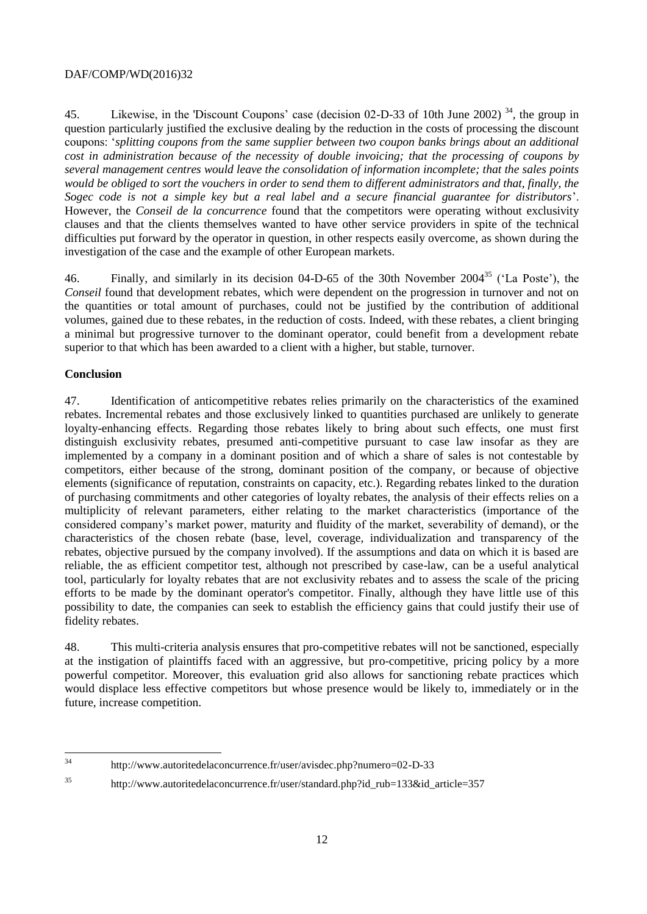45. Likewise, in the 'Discount Coupons' case (decision 02-D-33 of 10th June 2002) [34], the group in question particularly justified the exclusive dealing by the reduction in the costs of processing the discount coupons: '*splitting coupons from the same supplier between two coupon banks brings about an additional cost in administration because of the necessity of double invoicing; that the processing of coupons by several management centres would leave the consolidation of information incomplete; that the sales points would be obliged to sort the vouchers in order to send them to different administrators and that, finally, the Sogec code is not a simple key but a real label and a secure financial guarantee for distributors*'. However, the *Conseil de la concurrence* found that the competitors were operating without exclusivity clauses and that the clients themselves wanted to have other service providers in spite of the technical difficulties put forward by the operator in question, in other respects easily overcome, as shown during the investigation of the case and the example of other European markets.

46. Finally, and similarly in its decision 04-D-65 of the 30th November 2004[35] ('La Poste'), the *Conseil* found that development rebates, which were dependent on the progression in turnover and not on the quantities or total amount of purchases, could not be justified by the contribution of additional volumes, gained due to these rebates, in the reduction of costs. Indeed, with these rebates, a client bringing a minimal but progressive turnover to the dominant operator, could benefit from a development rebate superior to that which has been awarded to a client with a higher, but stable, turnover.

**Conclusion**

47. Identification of anticompetitive rebates relies primarily on the characteristics of the examined rebates. Incremental rebates and those exclusively linked to quantities purchased are unlikely to generate loyalty-enhancing effects. Regarding those rebates likely to bring about such effects, one must first distinguish exclusivity rebates, presumed anti-competitive pursuant to case law insofar as they are implemented by a company in a dominant position and of which a share of sales is not contestable by competitors, either because of the strong, dominant position of the company, or because of objective elements (significance of reputation, constraints on capacity, etc.). Regarding rebates linked to the duration of purchasing commitments and other categories of loyalty rebates, the analysis of their effects relies on a multiplicity of relevant parameters, either relating to the market characteristics (importance of the considered company's market power, maturity and fluidity of the market, severability of demand), or the characteristics of the chosen rebate (base, level, coverage, individualization and transparency of the rebates, objective pursued by the company involved). If the assumptions and data on which it is based are reliable, the as efficient competitor test, although not prescribed by case-law, can be a useful analytical tool, particularly for loyalty rebates that are not exclusivity rebates and to assess the scale of the pricing efforts to be made by the dominant operator's competitor. Finally, although they have little use of this possibility to date, the companies can seek to establish the efficiency gains that could justify their use of fidelity rebates.

48. This multi-criteria analysis ensures that pro-competitive rebates will not be sanctioned, especially at the instigation of plaintiffs faced with an aggressive, but pro-competitive, pricing policy by a more powerful competitor. Moreover, this evaluation grid also allows for sanctioning rebate practices which would displace less effective competitors but whose presence would be likely to, immediately or in the future, increase competition.

---

[34] http://www.autoritedelaconcurrence.fr/user/avisdec.php?numero=02-D-33

[35] http://www.autoritedelaconcurrence.fr/user/standard.php?id_rub=133&id_article=357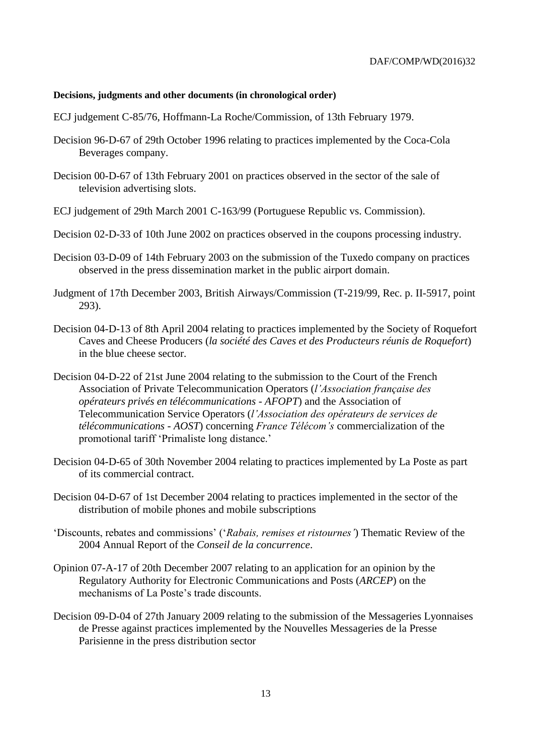**Decisions, judgments and other documents (in chronological order)**

ECJ judgement C-85/76, Hoffmann-La Roche/Commission, of 13th February 1979.

Decision 96-D-67 of 29th October 1996 relating to practices implemented by the Coca-Cola Beverages company.

Decision 00-D-67 of 13th February 2001 on practices observed in the sector of the sale of television advertising slots.

ECJ judgement of 29th March 2001 C-163/99 (Portuguese Republic vs. Commission).

Decision 02-D-33 of 10th June 2002 on practices observed in the coupons processing industry.

Decision 03-D-09 of 14th February 2003 on the submission of the Tuxedo company on practices observed in the press dissemination market in the public airport domain.

Judgment of 17th December 2003, British Airways/Commission (T-219/99, Rec. p. II-5917, point 293).

Decision 04-D-13 of 8th April 2004 relating to practices implemented by the Society of Roquefort Caves and Cheese Producers (*la société des Caves et des Producteurs réunis de Roquefort*) in the blue cheese sector.

Decision 04-D-22 of 21st June 2004 relating to the submission to the Court of the French Association of Private Telecommunication Operators (*l'Association française des opérateurs privés en télécommunications - AFOPT*) and the Association of Telecommunication Service Operators (*l'Association des opérateurs de services de télécommunications - AOST*) concerning *France Télécom's* commercialization of the promotional tariff 'Primaliste long distance.'

Decision 04-D-65 of 30th November 2004 relating to practices implemented by La Poste as part of its commercial contract.

Decision 04-D-67 of 1st December 2004 relating to practices implemented in the sector of the distribution of mobile phones and mobile subscriptions

'Discounts, rebates and commissions' ('*Rabais, remises et ristournes'*) Thematic Review of the 2004 Annual Report of the *Conseil de la concurrence*.

Opinion 07-A-17 of 20th December 2007 relating to an application for an opinion by the Regulatory Authority for Electronic Communications and Posts (*ARCEP*) on the mechanisms of La Poste's trade discounts.

Decision 09-D-04 of 27th January 2009 relating to the submission of the Messageries Lyonnaises de Presse against practices implemented by the Nouvelles Messageries de la Presse Parisienne in the press distribution sector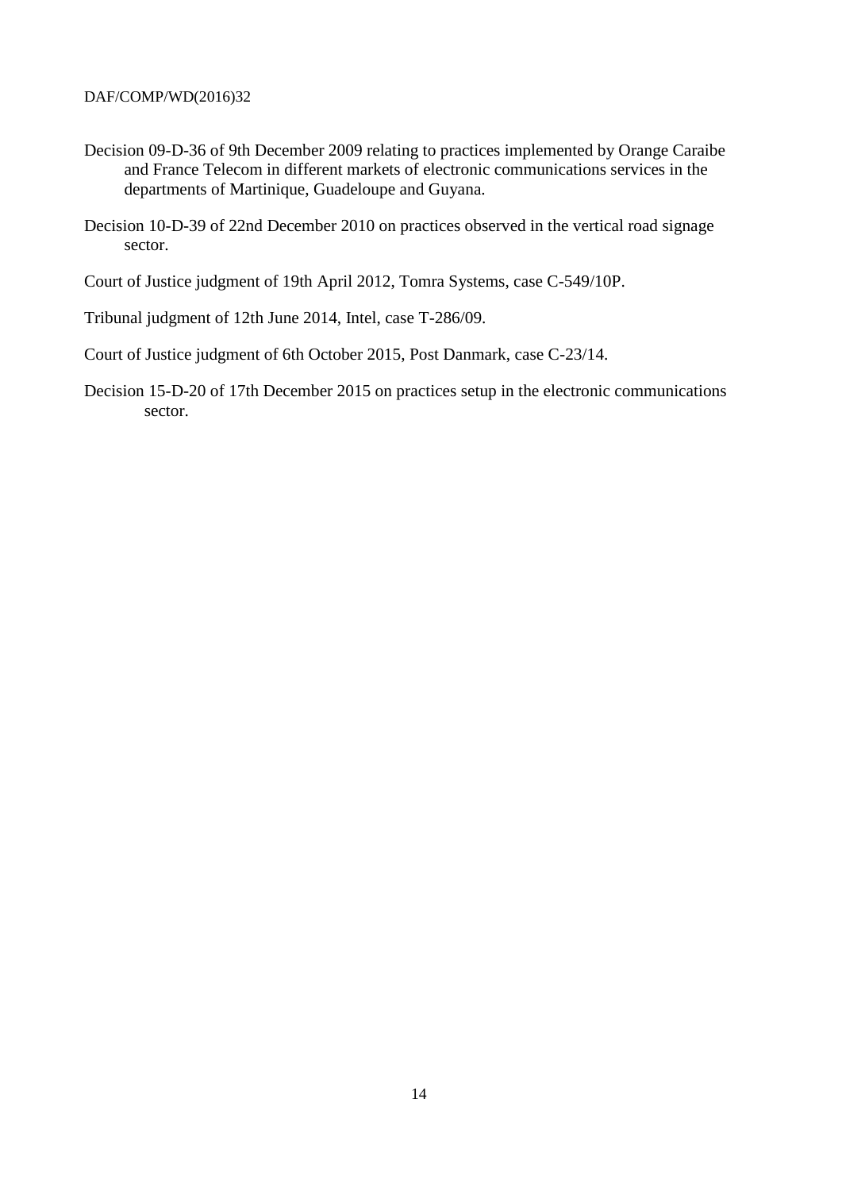Decision 09-D-36 of 9th December 2009 relating to practices implemented by Orange Caraibe and France Telecom in different markets of electronic communications services in the departments of Martinique, Guadeloupe and Guyana.

Decision 10-D-39 of 22nd December 2010 on practices observed in the vertical road signage sector.

Court of Justice judgment of 19th April 2012, Tomra Systems, case C-549/10P.

Tribunal judgment of 12th June 2014, Intel, case T-286/09.

Court of Justice judgment of 6th October 2015, Post Danmark, case C-23/14.

Decision 15-D-20 of 17th December 2015 on practices setup in the electronic communications sector.